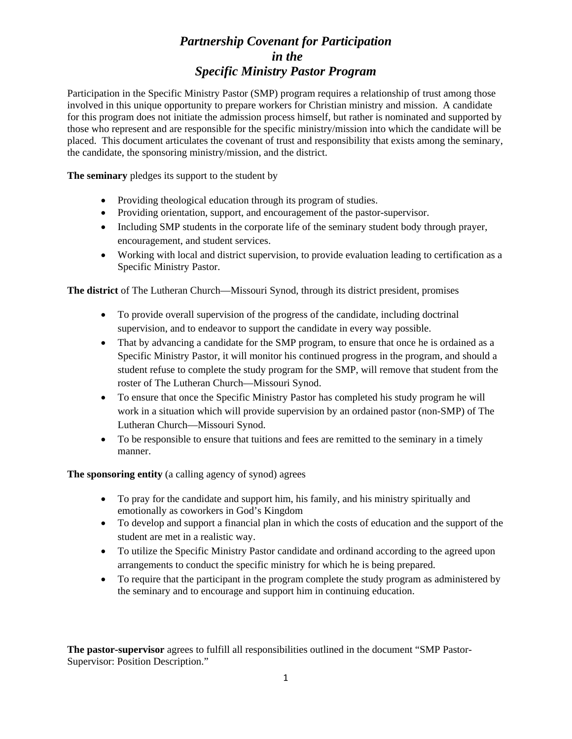# *Partnership Covenant for Participation in the Specific Ministry Pastor Program*

Participation in the Specific Ministry Pastor (SMP) program requires a relationship of trust among those involved in this unique opportunity to prepare workers for Christian ministry and mission. A candidate for this program does not initiate the admission process himself, but rather is nominated and supported by those who represent and are responsible for the specific ministry/mission into which the candidate will be placed. This document articulates the covenant of trust and responsibility that exists among the seminary, the candidate, the sponsoring ministry/mission, and the district.

**The seminary** pledges its support to the student by

- Providing theological education through its program of studies.
- Providing orientation, support, and encouragement of the pastor-supervisor.
- Including SMP students in the corporate life of the seminary student body through prayer, encouragement, and student services.
- Working with local and district supervision, to provide evaluation leading to certification as a Specific Ministry Pastor.

**The district** of The Lutheran Church—Missouri Synod, through its district president, promises

- To provide overall supervision of the progress of the candidate, including doctrinal supervision, and to endeavor to support the candidate in every way possible.
- That by advancing a candidate for the SMP program, to ensure that once he is ordained as a Specific Ministry Pastor, it will monitor his continued progress in the program, and should a student refuse to complete the study program for the SMP, will remove that student from the roster of The Lutheran Church—Missouri Synod.
- To ensure that once the Specific Ministry Pastor has completed his study program he will work in a situation which will provide supervision by an ordained pastor (non-SMP) of The Lutheran Church—Missouri Synod.
- To be responsible to ensure that tuitions and fees are remitted to the seminary in a timely manner.

**The sponsoring entity** (a calling agency of synod) agrees

- To pray for the candidate and support him, his family, and his ministry spiritually and emotionally as coworkers in God's Kingdom
- To develop and support a financial plan in which the costs of education and the support of the student are met in a realistic way.
- To utilize the Specific Ministry Pastor candidate and ordinand according to the agreed upon arrangements to conduct the specific ministry for which he is being prepared.
- To require that the participant in the program complete the study program as administered by the seminary and to encourage and support him in continuing education.

**The pastor-supervisor** agrees to fulfill all responsibilities outlined in the document "SMP Pastor-Supervisor: Position Description."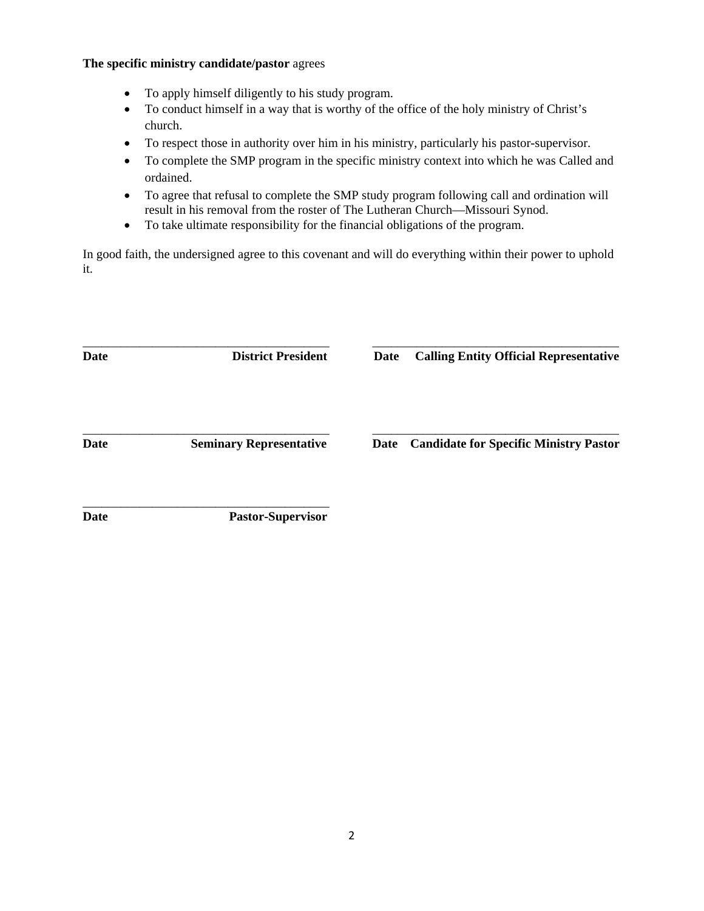**The specific ministry candidate/pastor** agrees

- To apply himself diligently to his study program.
- To conduct himself in a way that is worthy of the office of the holy ministry of Christ's church.
- To respect those in authority over him in his ministry, particularly his pastor-supervisor.
- To complete the SMP program in the specific ministry context into which he was Called and ordained.
- To agree that refusal to complete the SMP study program following call and ordination will result in his removal from the roster of The Lutheran Church—Missouri Synod.
- To take ultimate responsibility for the financial obligations of the program.

In good faith, the undersigned agree to this covenant and will do everything within their power to uphold it.

\_\_\_\_\_\_\_\_\_\_\_\_\_\_\_\_\_\_\_\_\_\_\_\_\_\_\_\_\_\_\_\_\_\_\_\_\_\_\_\_
**Date District President**

\_\_\_\_\_\_\_\_\_\_\_\_\_\_\_\_\_\_\_\_\_\_\_\_\_\_\_\_\_\_\_\_\_\_\_\_\_\_\_\_
**Date Calling Entity Official Representative**

\_\_\_\_\_\_\_\_\_\_\_\_\_\_\_\_\_\_\_\_\_\_\_\_\_\_\_\_\_\_\_\_\_\_\_\_\_\_\_\_
**Date Seminary Representative**

\_\_\_\_\_\_\_\_\_\_\_\_\_\_\_\_\_\_\_\_\_\_\_\_\_\_\_\_\_\_\_\_\_\_\_\_\_\_\_\_
**Date Candidate for Specific Ministry Pastor**

\_\_\_\_\_\_\_\_\_\_\_\_\_\_\_\_\_\_\_\_\_\_\_\_\_\_\_\_\_\_\_\_\_\_\_\_\_\_\_\_
**Date Pastor-Supervisor**